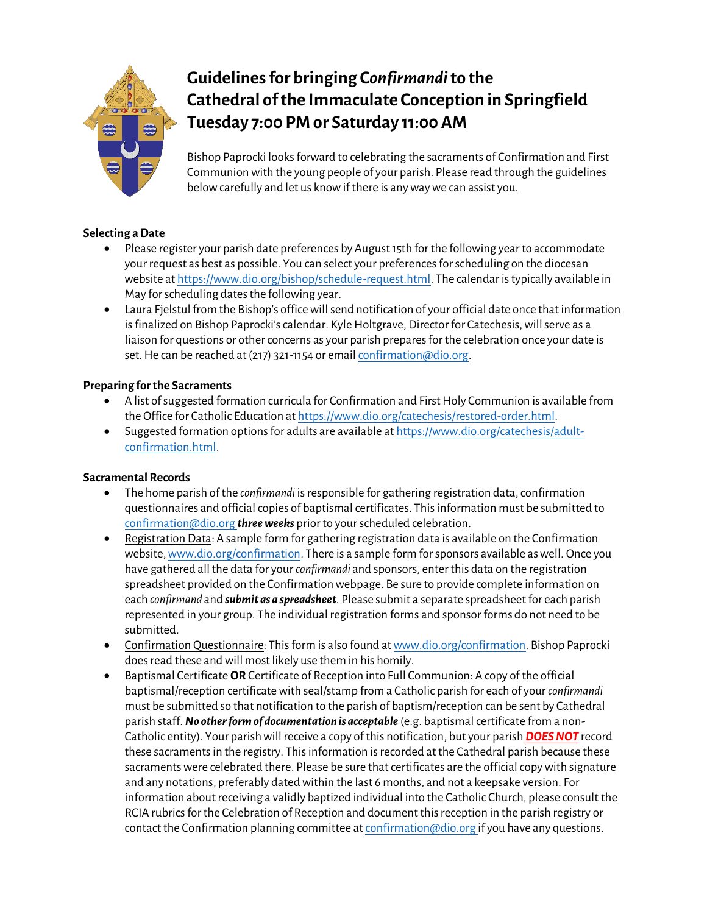# Guidelines for bringing *Confirmandi* to the Cathedral of the Immaculate Conception in Springfield Tuesday 7:00 PM or Saturday 11:00 AM

Bishop Paprocki looks forward to celebrating the sacraments of Confirmation and First Communion with the young people of your parish. Please read through the guidelines below carefully and let us know if there is any way we can assist you.

**Selecting a Date**

- Please register your parish date preferences by August 15th for the following year to accommodate your request as best as possible. You can select your preferences for scheduling on the diocesan website at https://www.dio.org/bishop/schedule-request.html. The calendar is typically available in May for scheduling dates the following year.
- Laura Fjelstul from the Bishop's office will send notification of your official date once that information is finalized on Bishop Paprocki's calendar. Kyle Holtgrave, Director for Catechesis, will serve as a liaison for questions or other concerns as your parish prepares for the celebration once your date is set. He can be reached at (217) 321-1154 or email confirmation@dio.org.

**Preparing for the Sacraments**

- A list of suggested formation curricula for Confirmation and First Holy Communion is available from the Office for Catholic Education at https://www.dio.org/catechesis/restored-order.html.
- Suggested formation options for adults are available at https://www.dio.org/catechesis/adult-confirmation.html.

**Sacramental Records**

- The home parish of the *confirmandi* is responsible for gathering registration data, confirmation questionnaires and official copies of baptismal certificates. This information must be submitted to confirmation@dio.org ***three weeks*** prior to your scheduled celebration.
- Registration Data: A sample form for gathering registration data is available on the Confirmation website, www.dio.org/confirmation. There is a sample form for sponsors available as well. Once you have gathered all the data for your *confirmandi* and sponsors, enter this data on the registration spreadsheet provided on the Confirmation webpage. Be sure to provide complete information on each *confirmand* and ***submit as a spreadsheet***. Please submit a separate spreadsheet for each parish represented in your group. The individual registration forms and sponsor forms do not need to be submitted.
- Confirmation Questionnaire: This form is also found at www.dio.org/confirmation. Bishop Paprocki does read these and will most likely use them in his homily.
- Baptismal Certificate **OR** Certificate of Reception into Full Communion: A copy of the official baptismal/reception certificate with seal/stamp from a Catholic parish for each of your *confirmandi* must be submitted so that notification to the parish of baptism/reception can be sent by Cathedral parish staff. ***No other form of documentation is acceptable*** (e.g. baptismal certificate from a non-Catholic entity). Your parish will receive a copy of this notification, but your parish ***DOES NOT*** record these sacraments in the registry. This information is recorded at the Cathedral parish because these sacraments were celebrated there. Please be sure that certificates are the official copy with signature and any notations, preferably dated within the last 6 months, and not a keepsake version. For information about receiving a validly baptized individual into the Catholic Church, please consult the RCIA rubrics for the Celebration of Reception and document this reception in the parish registry or contact the Confirmation planning committee at confirmation@dio.org if you have any questions.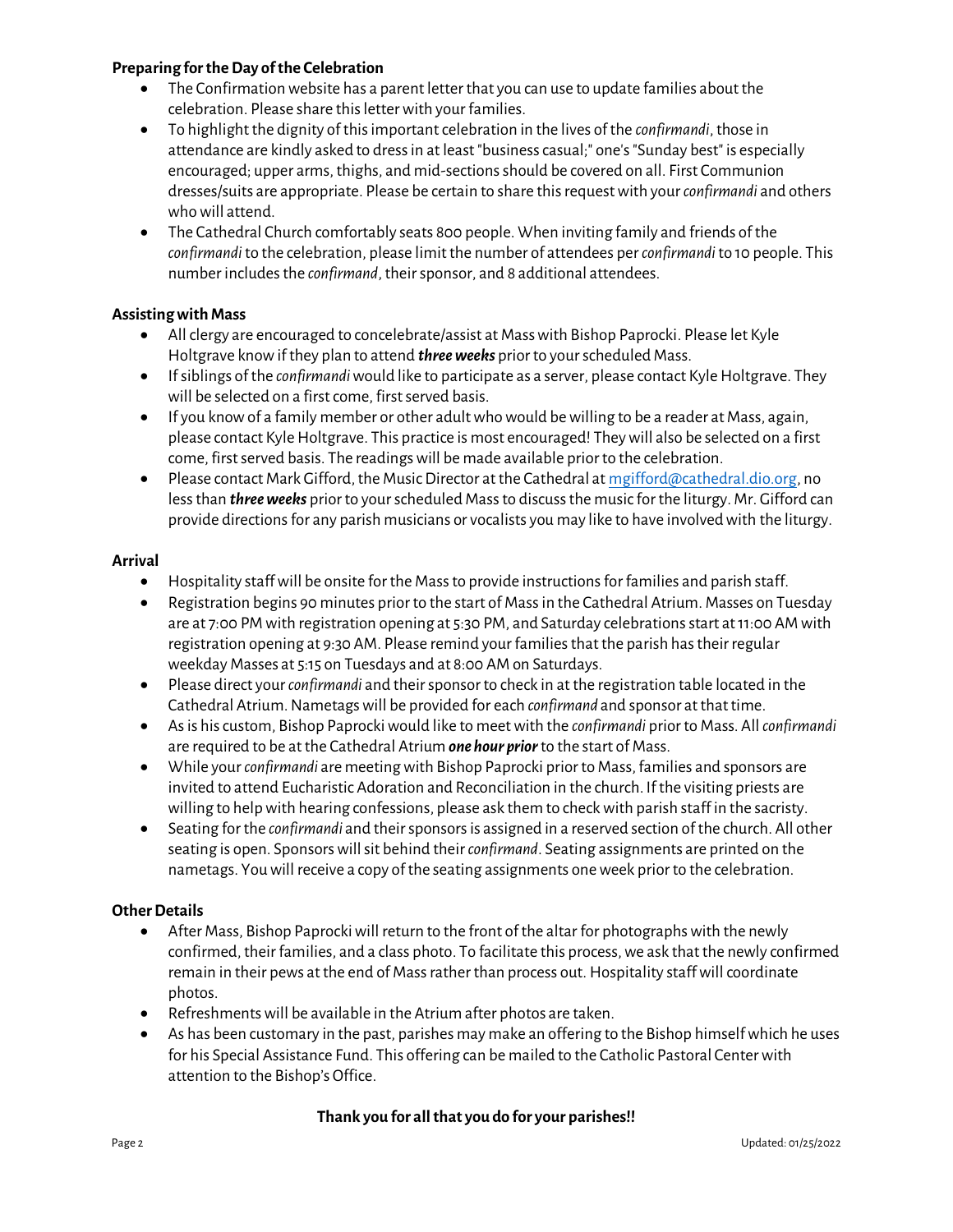**Preparing for the Day of the Celebration**

- The Confirmation website has a parent letter that you can use to update families about the celebration. Please share this letter with your families.
- To highlight the dignity of this important celebration in the lives of the *confirmandi*, those in attendance are kindly asked to dress in at least "business casual;" one's "Sunday best" is especially encouraged; upper arms, thighs, and mid-sections should be covered on all. First Communion dresses/suits are appropriate. Please be certain to share this request with your *confirmandi* and others who will attend.
- The Cathedral Church comfortably seats 800 people. When inviting family and friends of the *confirmandi* to the celebration, please limit the number of attendees per *confirmandi* to 10 people. This number includes the *confirmand*, their sponsor, and 8 additional attendees.

**Assisting with Mass**

- All clergy are encouraged to concelebrate/assist at Mass with Bishop Paprocki. Please let Kyle Holtgrave know if they plan to attend ***three weeks*** prior to your scheduled Mass.
- If siblings of the *confirmandi* would like to participate as a server, please contact Kyle Holtgrave. They will be selected on a first come, first served basis.
- If you know of a family member or other adult who would be willing to be a reader at Mass, again, please contact Kyle Holtgrave. This practice is most encouraged! They will also be selected on a first come, first served basis. The readings will be made available prior to the celebration.
- Please contact Mark Gifford, the Music Director at the Cathedral at mgifford@cathedral.dio.org, no less than ***three weeks*** prior to your scheduled Mass to discuss the music for the liturgy. Mr. Gifford can provide directions for any parish musicians or vocalists you may like to have involved with the liturgy.

**Arrival**

- Hospitality staff will be onsite for the Mass to provide instructions for families and parish staff.
- Registration begins 90 minutes prior to the start of Mass in the Cathedral Atrium. Masses on Tuesday are at 7:00 PM with registration opening at 5:30 PM, and Saturday celebrations start at 11:00 AM with registration opening at 9:30 AM. Please remind your families that the parish has their regular weekday Masses at 5:15 on Tuesdays and at 8:00 AM on Saturdays.
- Please direct your *confirmandi* and their sponsor to check in at the registration table located in the Cathedral Atrium. Nametags will be provided for each *confirmand* and sponsor at that time.
- As is his custom, Bishop Paprocki would like to meet with the *confirmandi* prior to Mass. All *confirmandi* are required to be at the Cathedral Atrium ***one hour prior*** to the start of Mass.
- While your *confirmandi* are meeting with Bishop Paprocki prior to Mass, families and sponsors are invited to attend Eucharistic Adoration and Reconciliation in the church. If the visiting priests are willing to help with hearing confessions, please ask them to check with parish staff in the sacristy.
- Seating for the *confirmandi* and their sponsors is assigned in a reserved section of the church. All other seating is open. Sponsors will sit behind their *confirmand*. Seating assignments are printed on the nametags. You will receive a copy of the seating assignments one week prior to the celebration.

**Other Details**

- After Mass, Bishop Paprocki will return to the front of the altar for photographs with the newly confirmed, their families, and a class photo. To facilitate this process, we ask that the newly confirmed remain in their pews at the end of Mass rather than process out. Hospitality staff will coordinate photos.
- Refreshments will be available in the Atrium after photos are taken.
- As has been customary in the past, parishes may make an offering to the Bishop himself which he uses for his Special Assistance Fund. This offering can be mailed to the Catholic Pastoral Center with attention to the Bishop's Office.

**Thank you for all that you do for your parishes!!**

Updated: 01/25/2022